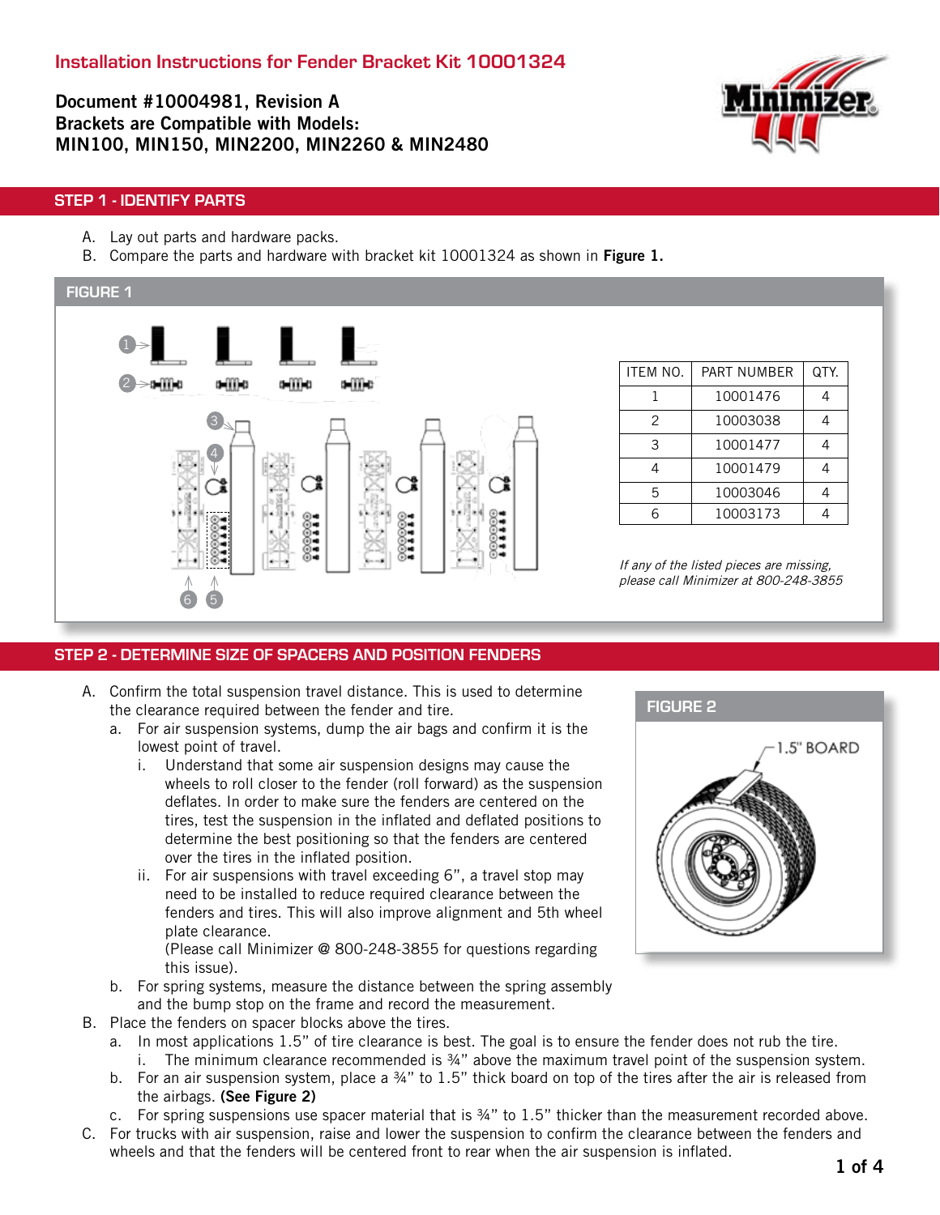# Installation Instructions for Fender Bracket Kit 10001324

**Document #10004981, Revision A**
**Brackets are Compatible with Models:**
**MIN100, MIN150, MIN2200, MIN2260 & MIN2480**

## STEP 1 - IDENTIFY PARTS

A. Lay out parts and hardware packs.
B. Compare the parts and hardware with bracket kit 10001324 as shown in **Figure 1.**

**FIGURE 1**

| ITEM NO. | PART NUMBER | QTY. |
|---|---|---|
| 1 | 10001476 | 4 |
| 2 | 10003038 | 4 |
| 3 | 10001477 | 4 |
| 4 | 10001479 | 4 |
| 5 | 10003046 | 4 |
| 6 | 10003173 | 4 |

*If any of the listed pieces are missing, please call Minimizer at 800-248-3855*

## STEP 2 - DETERMINE SIZE OF SPACERS AND POSITION FENDERS

A. Confirm the total suspension travel distance. This is used to determine the clearance required between the fender and tire.
   a. For air suspension systems, dump the air bags and confirm it is the lowest point of travel.
      i. Understand that some air suspension designs may cause the wheels to roll closer to the fender (roll forward) as the suspension deflates. In order to make sure the fenders are centered on the tires, test the suspension in the inflated and deflated positions to determine the best positioning so that the fenders are centered over the tires in the inflated position.
      ii. For air suspensions with travel exceeding 6”, a travel stop may need to be installed to reduce required clearance between the fenders and tires. This will also improve alignment and 5th wheel plate clearance.
      (Please call Minimizer @ 800-248-3855 for questions regarding this issue).
   b. For spring systems, measure the distance between the spring assembly and the bump stop on the frame and record the measurement.

**FIGURE 2**

1.5" BOARD

B. Place the fenders on spacer blocks above the tires.
   a. In most applications 1.5” of tire clearance is best. The goal is to ensure the fender does not rub the tire.
      i. The minimum clearance recommended is ¾” above the maximum travel point of the suspension system.
   b. For an air suspension system, place a ¾” to 1.5” thick board on top of the tires after the air is released from the airbags. **(See Figure 2)**
   c. For spring suspensions use spacer material that is ¾” to 1.5” thicker than the measurement recorded above.
C. For trucks with air suspension, raise and lower the suspension to confirm the clearance between the fenders and wheels and that the fenders will be centered front to rear when the air suspension is inflated.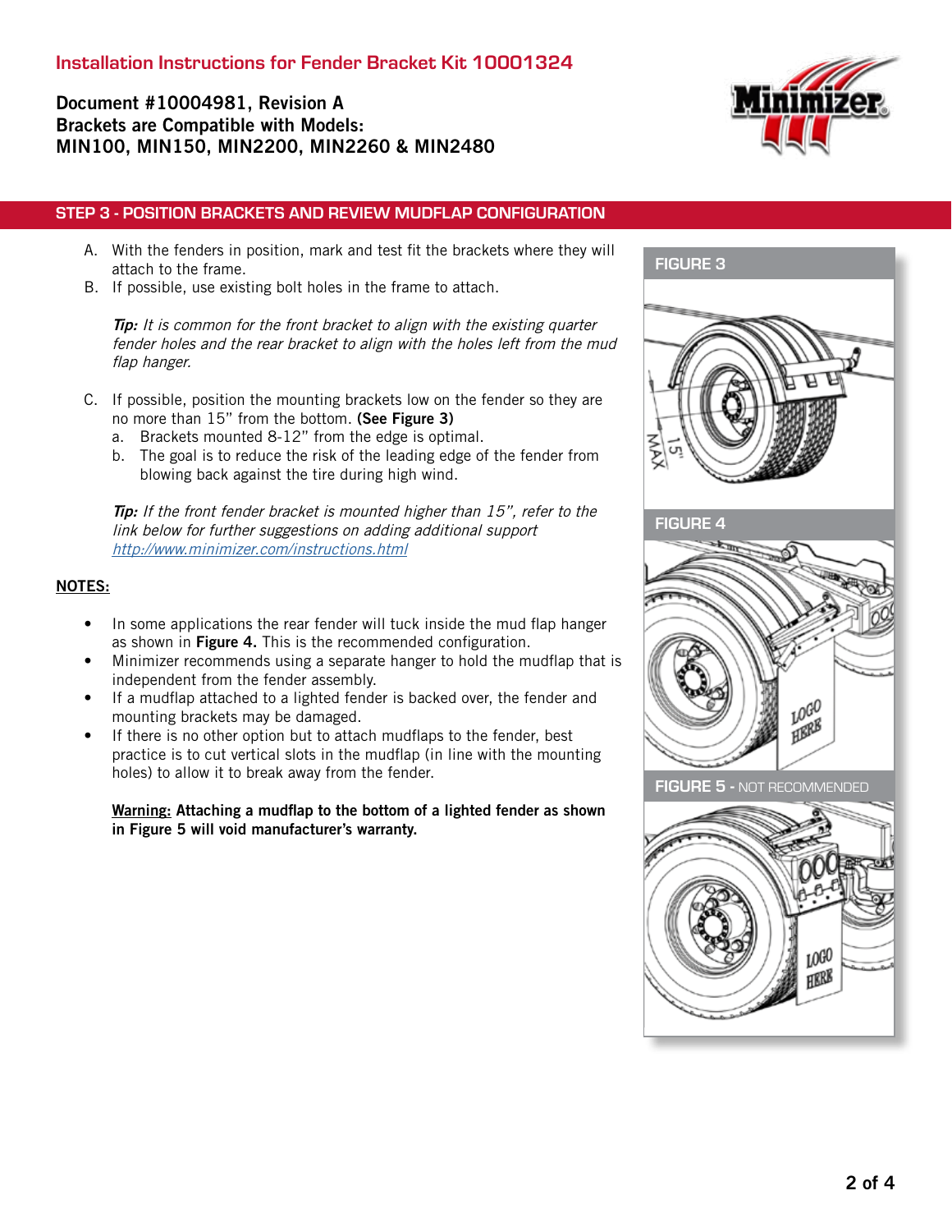# Installation Instructions for Fender Bracket Kit 10001324

**Document #10004981, Revision A**
**Brackets are Compatible with Models:**
**MIN100, MIN150, MIN2200, MIN2260 & MIN2480**

## STEP 3 - POSITION BRACKETS AND REVIEW MUDFLAP CONFIGURATION

A. With the fenders in position, mark and test fit the brackets where they will attach to the frame.
B. If possible, use existing bolt holes in the frame to attach.

*Tip: It is common for the front bracket to align with the existing quarter fender holes and the rear bracket to align with the holes left from the mud flap hanger.*

C. If possible, position the mounting brackets low on the fender so they are no more than 15" from the bottom. **(See Figure 3)**
   a. Brackets mounted 8-12" from the edge is optimal.
   b. The goal is to reduce the risk of the leading edge of the fender from blowing back against the tire during high wind.

*Tip: If the front fender bracket is mounted higher than 15", refer to the link below for further suggestions on adding additional support*
*http://www.minimizer.com/instructions.html*

**NOTES:**

- In some applications the rear fender will tuck inside the mud flap hanger as shown in **Figure 4.** This is the recommended configuration.
- Minimizer recommends using a separate hanger to hold the mudflap that is independent from the fender assembly.
- If a mudflap attached to a lighted fender is backed over, the fender and mounting brackets may be damaged.
- If there is no other option but to attach mudflaps to the fender, best practice is to cut vertical slots in the mudflap (in line with the mounting holes) to allow it to break away from the fender.

**Warning: Attaching a mudflap to the bottom of a lighted fender as shown in Figure 5 will void manufacturer's warranty.**

FIGURE 3

15" MAX

FIGURE 4

LOGO HERE

FIGURE 5 - NOT RECOMMENDED

LOGO HERE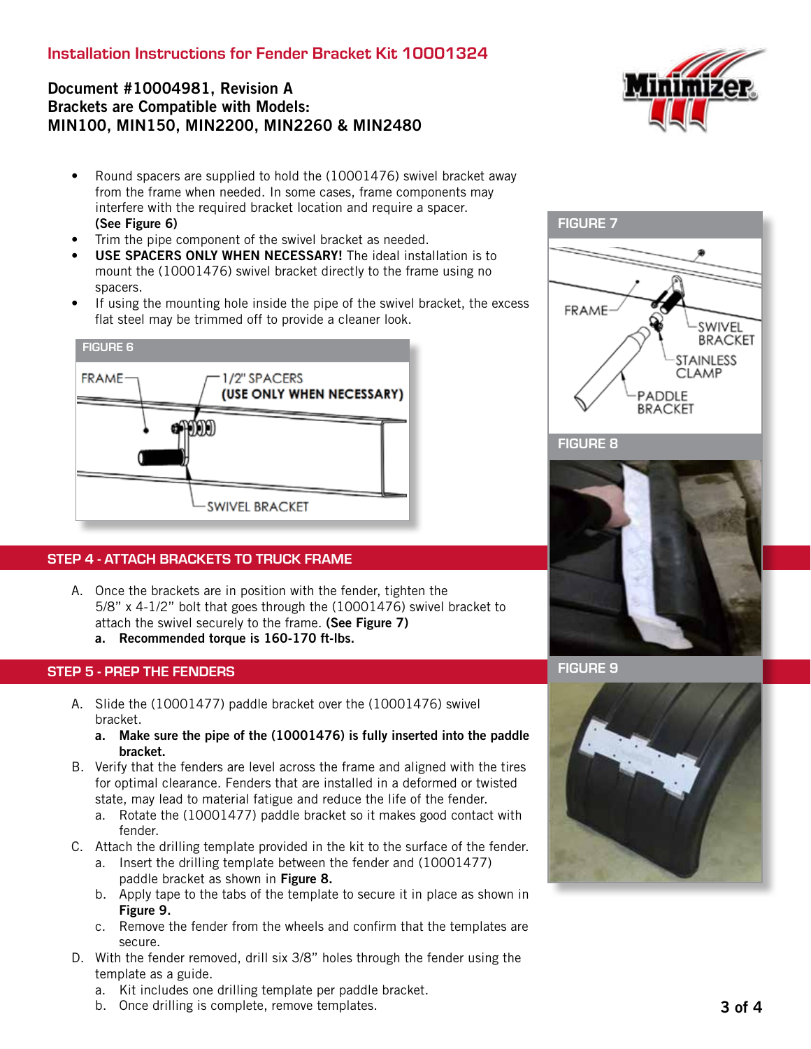## Installation Instructions for Fender Bracket Kit 10001324

**Document #10004981, Revision A**
**Brackets are Compatible with Models:**
**MIN100, MIN150, MIN2200, MIN2260 & MIN2480**

- Round spacers are supplied to hold the (10001476) swivel bracket away from the frame when needed. In some cases, frame components may interfere with the required bracket location and require a spacer. **(See Figure 6)**
- Trim the pipe component of the swivel bracket as needed.
- **USE SPACERS ONLY WHEN NECESSARY!** The ideal installation is to mount the (10001476) swivel bracket directly to the frame using no spacers.
- If using the mounting hole inside the pipe of the swivel bracket, the excess flat steel may be trimmed off to provide a cleaner look.

FIGURE 6

FRAME — 1/2" SPACERS **(USE ONLY WHEN NECESSARY)** — SWIVEL BRACKET

## STEP 4 - ATTACH BRACKETS TO TRUCK FRAME

A. Once the brackets are in position with the fender, tighten the 5/8" x 4-1/2" bolt that goes through the (10001476) swivel bracket to attach the swivel securely to the frame. **(See Figure 7)**
   **a. Recommended torque is 160-170 ft-lbs.**

## STEP 5 - PREP THE FENDERS

A. Slide the (10001477) paddle bracket over the (10001476) swivel bracket.
   **a. Make sure the pipe of the (10001476) is fully inserted into the paddle bracket.**

B. Verify that the fenders are level across the frame and aligned with the tires for optimal clearance. Fenders that are installed in a deformed or twisted state, may lead to material fatigue and reduce the life of the fender.
   a. Rotate the (10001477) paddle bracket so it makes good contact with fender.

C. Attach the drilling template provided in the kit to the surface of the fender.
   a. Insert the drilling template between the fender and (10001477) paddle bracket as shown in **Figure 8.**
   b. Apply tape to the tabs of the template to secure it in place as shown in **Figure 9.**
   c. Remove the fender from the wheels and confirm that the templates are secure.

D. With the fender removed, drill six 3/8" holes through the fender using the template as a guide.
   a. Kit includes one drilling template per paddle bracket.
   b. Once drilling is complete, remove templates.

FIGURE 7

FRAME — SWIVEL BRACKET — STAINLESS CLAMP — PADDLE BRACKET

FIGURE 8

FIGURE 9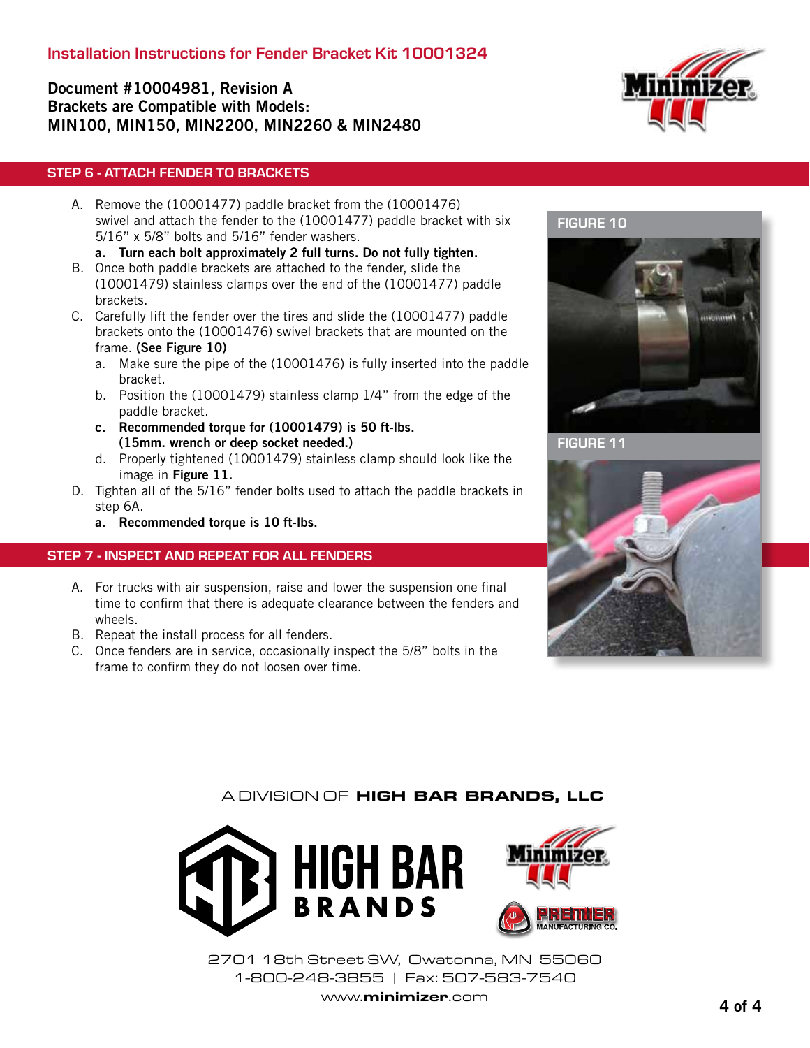Installation Instructions for Fender Bracket Kit 10001324

**Document #10004981, Revision A**
**Brackets are Compatible with Models:**
**MIN100, MIN150, MIN2200, MIN2260 & MIN2480**

## STEP 6 - ATTACH FENDER TO BRACKETS

A. Remove the (10001477) paddle bracket from the (10001476) swivel and attach the fender to the (10001477) paddle bracket with six 5/16" x 5/8" bolts and 5/16" fender washers.
   - **a. Turn each bolt approximately 2 full turns. Do not fully tighten.**

B. Once both paddle brackets are attached to the fender, slide the (10001479) stainless clamps over the end of the (10001477) paddle brackets.

C. Carefully lift the fender over the tires and slide the (10001477) paddle brackets onto the (10001476) swivel brackets that are mounted on the frame. **(See Figure 10)**
   - a. Make sure the pipe of the (10001476) is fully inserted into the paddle bracket.
   - b. Position the (10001479) stainless clamp 1/4" from the edge of the paddle bracket.
   - **c. Recommended torque for (10001479) is 50 ft-lbs. (15mm. wrench or deep socket needed.)**
   - d. Properly tightened (10001479) stainless clamp should look like the image in **Figure 11.**

D. Tighten all of the 5/16" fender bolts used to attach the paddle brackets in step 6A.
   - **a. Recommended torque is 10 ft-lbs.**

FIGURE 10

FIGURE 11

## STEP 7 - INSPECT AND REPEAT FOR ALL FENDERS

A. For trucks with air suspension, raise and lower the suspension one final time to confirm that there is adequate clearance between the fenders and wheels.

B. Repeat the install process for all fenders.

C. Once fenders are in service, occasionally inspect the 5/8" bolts in the frame to confirm they do not loosen over time.

A DIVISION OF **HIGH BAR BRANDS, LLC**

2701 18th Street SW, Owatonna, MN 55060
1-800-248-3855 | Fax: 507-583-7540
www.**minimizer**.com